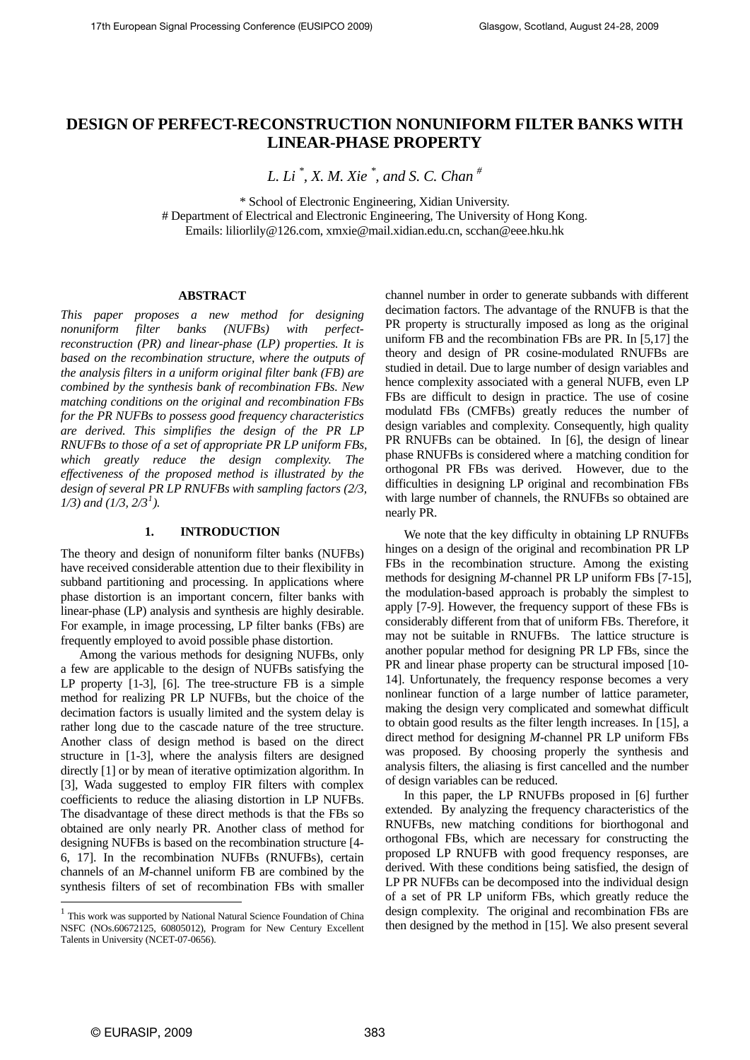# DESIGN OF PERFECT-RECONSTRUCTION NONUNIFORM FILTER BANKS WITH LINEAR-PHASE PROPERTY

*L. Li* [*], *X. M. Xie* [*], *and S. C. Chan* [#]

[*] School of Electronic Engineering, Xidian University.
[#] Department of Electrical and Electronic Engineering, The University of Hong Kong.
Emails: liliorlily@126.com, xmxie@mail.xidian.edu.cn, scchan@eee.hku.hk

## ABSTRACT

*This paper proposes a new method for designing nonuniform filter banks (NUFBs) with perfect-reconstruction (PR) and linear-phase (LP) properties. It is based on the recombination structure, where the outputs of the analysis filters in a uniform original filter bank (FB) are combined by the synthesis bank of recombination FBs. New matching conditions on the original and recombination FBs for the PR NUFBs to possess good frequency characteristics are derived. This simplifies the design of the PR LP RNUFBs to those of a set of appropriate PR LP uniform FBs, which greatly reduce the design complexity. The effectiveness of the proposed method is illustrated by the design of several PR LP RNUFBs with sampling factors (2/3, 1/3) and (1/3, 2/3*[1]*).*

## 1. INTRODUCTION

The theory and design of nonuniform filter banks (NUFBs) have received considerable attention due to their flexibility in subband partitioning and processing. In applications where phase distortion is an important concern, filter banks with linear-phase (LP) analysis and synthesis are highly desirable. For example, in image processing, LP filter banks (FBs) are frequently employed to avoid possible phase distortion.

Among the various methods for designing NUFBs, only a few are applicable to the design of NUFBs satisfying the LP property [1-3], [6]. The tree-structure FB is a simple method for realizing PR LP NUFBs, but the choice of the decimation factors is usually limited and the system delay is rather long due to the cascade nature of the tree structure. Another class of design method is based on the direct structure in [1-3], where the analysis filters are designed directly [1] or by mean of iterative optimization algorithm. In [3], Wada suggested to employ FIR filters with complex coefficients to reduce the aliasing distortion in LP NUFBs. The disadvantage of these direct methods is that the FBs so obtained are only nearly PR. Another class of method for designing NUFBs is based on the recombination structure [4-6, 17]. In the recombination NUFBs (RNUFBs), certain channels of an *M*-channel uniform FB are combined by the synthesis filters of set of recombination FBs with smaller channel number in order to generate subbands with different decimation factors. The advantage of the RNUFB is that the PR property is structurally imposed as long as the original uniform FB and the recombination FBs are PR. In [5,17] the theory and design of PR cosine-modulated RNUFBs are studied in detail. Due to large number of design variables and hence complexity associated with a general NUFB, even LP FBs are difficult to design in practice. The use of cosine modulatd FBs (CMFBs) greatly reduces the number of design variables and complexity. Consequently, high quality PR RNUFBs can be obtained. In [6], the design of linear phase RNUFBs is considered where a matching condition for orthogonal PR FBs was derived. However, due to the difficulties in designing LP original and recombination FBs with large number of channels, the RNUFBs so obtained are nearly PR.

We note that the key difficulty in obtaining LP RNUFBs hinges on a design of the original and recombination PR LP FBs in the recombination structure. Among the existing methods for designing *M*-channel PR LP uniform FBs [7-15], the modulation-based approach is probably the simplest to apply [7-9]. However, the frequency support of these FBs is considerably different from that of uniform FBs. Therefore, it may not be suitable in RNUFBs. The lattice structure is another popular method for designing PR LP FBs, since the PR and linear phase property can be structural imposed [10-14]. Unfortunately, the frequency response becomes a very nonlinear function of a large number of lattice parameter, making the design very complicated and somewhat difficult to obtain good results as the filter length increases. In [15], a direct method for designing *M*-channel PR LP uniform FBs was proposed. By choosing properly the synthesis and analysis filters, the aliasing is first cancelled and the number of design variables can be reduced.

In this paper, the LP RNUFBs proposed in [6] further extended. By analyzing the frequency characteristics of the RNUFBs, new matching conditions for biorthogonal and orthogonal FBs, which are necessary for constructing the proposed LP RNUFB with good frequency responses, are derived. With these conditions being satisfied, the design of LP PR NUFBs can be decomposed into the individual design of a set of PR LP uniform FBs, which greatly reduce the design complexity. The original and recombination FBs are then designed by the method in [15]. We also present several

[1] This work was supported by National Natural Science Foundation of China NSFC (NOs.60672125, 60805012), Program for New Century Excellent Talents in University (NCET-07-0656).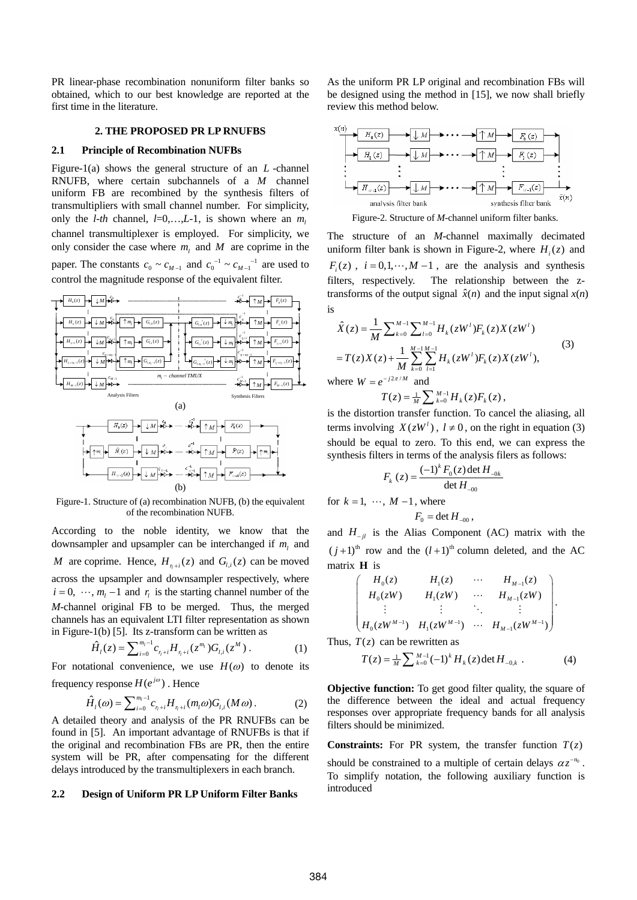PR linear-phase recombination nonuniform filter banks so obtained, which to our best knowledge are reported at the first time in the literature.

## 2. THE PROPOSED PR LP RNUFBS

### 2.1 Principle of Recombination NUFBs

Figure-1(a) shows the general structure of an $L$-channel RNUFB, where certain subchannels of a $M$ channel uniform FB are recombined by the synthesis filters of transmultipliers with small channel number. For simplicity, only the *l-th* channel, $l$=0,…,$L$-1, is shown where an $m_l$ channel transmultiplexer is employed. For simplicity, we only consider the case where $m_l$ and $M$ are coprime in the paper. The constants $c_0 \sim c_{M-1}$ and $c_0^{-1} \sim c_{M-1}^{-1}$ are used to control the magnitude response of the equivalent filter.

(a)

(b)

Figure-1. Structure of (a) recombination NUFB, (b) the equivalent of the recombination NUFB.

According to the noble identity, we know that the downsampler and upsampler can be interchanged if $m_l$ and $M$ are coprime. Hence, $H_{r_l+i}(z)$ and $G_{l,i}(z)$ can be moved across the upsampler and downsampler respectively, where $i = 0, \cdots, m_l - 1$ and $r_l$ is the starting channel number of the $M$-channel original FB to be merged. Thus, the merged channels has an equivalent LTI filter representation as shown in Figure-1(b) [5]. Its z-transform can be written as

$$\hat{H}_l(z) = \sum_{i=0}^{m_l-1} c_{r_l+i} H_{r_l+i}(z^{m_l}) G_{l,i}(z^M) . \tag{1}$$

For notational convenience, we use $H(\omega)$ to denote its frequency response $H(e^{j\omega})$. Hence

$$\hat{H}_l(\omega) = \sum_{i=0}^{m_l-1} c_{r_l+i} H_{r_l+i}(m_l \omega) G_{l,i}(M\omega) . \tag{2}$$

A detailed theory and analysis of the PR RNUFBs can be found in [5]. An important advantage of RNUFBs is that if the original and recombination FBs are PR, then the entire system will be PR, after compensating for the different delays introduced by the transmultiplexers in each branch.

### 2.2 Design of Uniform PR LP Uniform Filter Banks

As the uniform PR LP original and recombination FBs will be designed using the method in [15], we now shall briefly review this method below.

Figure-2. Structure of *M*-channel uniform filter banks.

The structure of an $M$-channel maximally decimated uniform filter bank is shown in Figure-2, where $H_i(z)$ and $F_i(z)$, $i = 0,1,\cdots, M-1$, are the analysis and synthesis filters, respectively. The relationship between the z-transforms of the output signal $\hat{x}(n)$ and the input signal $x(n)$ is

$$\begin{aligned} \hat{X}(z) &= \frac{1}{M}\sum_{k=0}^{M-1}\sum_{l=0}^{M-1} H_k(zW^l) F_k(z) X(zW^l) \\ &= T(z)X(z) + \frac{1}{M}\sum_{k=0}^{M-1}\sum_{l=1}^{M-1} H_k(zW^l) F_k(z) X(zW^l), \end{aligned} \tag{3}$$

where $W = e^{-j2\pi/M}$ and

$$T(z) = \tfrac{1}{M}\sum_{k=0}^{M-1} H_k(z) F_k(z) ,$$

is the distortion transfer function. To cancel the aliasing, all terms involving $X(zW^l)$, $l \neq 0$, on the right in equation (3) should be equal to zero. To this end, we can express the synthesis filters in terms of the analysis filers as follows:

$$F_k(z) = \frac{(-1)^k F_0(z) \det H_{-0k}}{\det H_{-00}}$$

for $k = 1, \cdots, M-1$, where

$$F_0 = \det H_{-00} ,$$

and $H_{-jl}$ is the Alias Component (AC) matrix with the $(j+1)^{\text{th}}$ row and the $(l+1)^{\text{th}}$ column deleted, and the AC matrix $\mathbf{H}$ is

$$\begin{pmatrix} H_0(z) & H_1(z) & \cdots & H_{M-1}(z) \\ H_0(zW) & H_1(zW) & \cdots & H_{M-1}(zW) \\ \vdots & \vdots & \ddots & \vdots \\ H_0(zW^{M-1}) & H_1(zW^{M-1}) & \cdots & H_{M-1}(zW^{M-1}) \end{pmatrix}.$$

Thus, $T(z)$ can be rewritten as

$$T(z) = \tfrac{1}{M}\sum_{k=0}^{M-1} (-1)^k H_k(z) \det H_{-0,k} . \tag{4}$$

**Objective function:** To get good filter quality, the square of the difference between the ideal and actual frequency responses over appropriate frequency bands for all analysis filters should be minimized.

**Constraints:** For PR system, the transfer function $T(z)$ should be constrained to a multiple of certain delays $\alpha z^{-n_0}$. To simplify notation, the following auxiliary function is introduced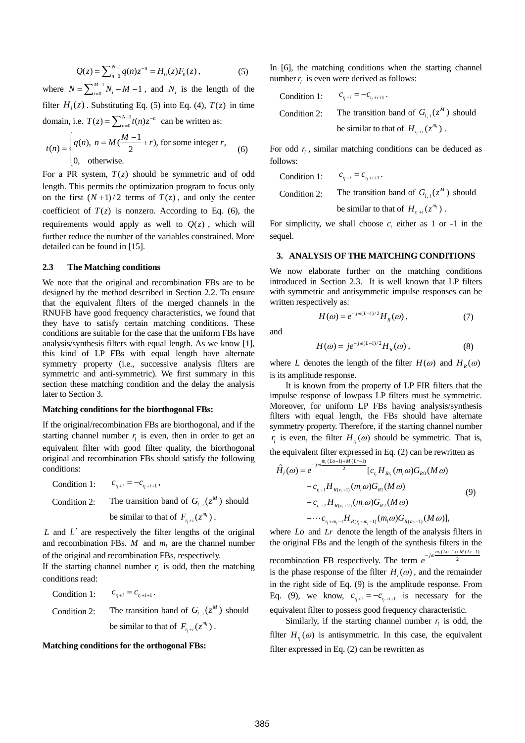$$Q(z) = \sum_{n=0}^{N-1} q(n) z^{-n} = H_0(z) F_0(z)\,, \tag{5}$$

where $N = \sum_{i=0}^{M-1} N_i - M - 1$, and $N_i$ is the length of the filter $H_i(z)$. Substituting Eq. (5) into Eq. (4), $T(z)$ in time domain, i.e. $T(z) = \sum_{n=0}^{N-1} t(n) z^{-n}$ can be written as:

$$t(n) = \begin{cases} q(n), \; n = M(\dfrac{M-1}{2} + r), \text{ for some integer } r, \\ 0, \quad \text{otherwise.} \end{cases} \tag{6}$$

For a PR system, $T(z)$ should be symmetric and of odd length. This permits the optimization program to focus only on the first $(N+1)/2$ terms of $T(z)$, and only the center coefficient of $T(z)$ is nonzero. According to Eq. (6), the requirements would apply as well to $Q(z)$, which will further reduce the number of the variables constrained. More detailed can be found in [15].

### 2.3 The Matching conditions

We note that the original and recombination FBs are to be designed by the method described in Section 2.2. To ensure that the equivalent filters of the merged channels in the RNUFB have good frequency characteristics, we found that they have to satisfy certain matching conditions. These conditions are suitable for the case that the uniform FBs have analysis/synthesis filters with equal length. As we know [1], this kind of LP FBs with equal length have alternate symmetry property (i.e., successive analysis filters are symmetric and anti-symmetric). We first summary in this section these matching condition and the delay the analysis later to Section 3.

**Matching conditions for the biorthogonal FBs:**

If the original/recombination FBs are biorthogonal, and if the starting channel number $r_l$ is even, then in order to get an equivalent filter with good filter quality, the biorthogonal original and recombination FBs should satisfy the following conditions:

Condition 1: $c_{r_l+i} = -c_{r_l+i+1}$,

Condition 2: The transition band of $G_{l,\,i}(z^M)$ should be similar to that of $F_{r_l+i}(z^{m_l})$.

$L$ and $L'$ are respectively the filter lengths of the original and recombination FBs. $M$ and $m_l$ are the channel number of the original and recombination FBs, respectively.

If the starting channel number $r_l$ is odd, then the matching conditions read:

Condition 1: $c_{r_l+i} = c_{r_l+i+1}$.

Condition 2: The transition band of $G_{l,\,i}(z^M)$ should be similar to that of $F_{r_l+i}(z^{m_l})$.

**Matching conditions for the orthogonal FBs:**

In [6], the matching conditions when the starting channel number $r_l$ is even were derived as follows:

Condition 1: $c_{r_l+i} = -c_{r_l+i+1}$.

Condition 2: The transition band of $G_{l,\,i}(z^M)$ should be similar to that of $H_{r_l+i}(z^{m_l})$.

For odd $r_l$, similar matching conditions can be deduced as follows:

Condition 1: $c_{r_l+i} = c_{r_l+i+1}$.

Condition 2: The transition band of $G_{l,\,i}(z^M)$ should be similar to that of $H_{r_l+i}(z^{m_l})$.

For simplicity, we shall choose $c_i$ either as 1 or -1 in the sequel.

## 3. ANALYSIS OF THE MATCHING CONDITIONS

We now elaborate further on the matching conditions introduced in Section 2.3. It is well known that LP filters with symmetric and antisymmetic impulse responses can be written respectively as:

$$H(\omega) = e^{-j\omega(L-1)/2} H_R(\omega)\,, \tag{7}$$

and

$$H(\omega) = j e^{-j\omega(L-1)/2} H_R(\omega)\,, \tag{8}$$

where $L$ denotes the length of the filter $H(\omega)$ and $H_R(\omega)$ is its amplitude response.

It is known from the property of LP FIR filters that the impulse response of lowpass LP filters must be symmetric. Moreover, for uniform LP FBs having analysis/synthesis filters with equal length, the FBs should have alternate symmetry property. Therefore, if the starting channel number $r_l$ is even, the filter $H_{r_l}(\omega)$ should be symmetric. That is, the equivalent filter expressed in Eq. (2) can be rewritten as

$$\begin{aligned} \hat{H}_l(\omega) = e^{-j\omega\frac{m_l(Lo-1)+M(Lr-1)}{2}} & [c_{r_l} H_{Rr_l}(m_l\omega) G_{R0}(M\omega) \\ & - c_{r_l+1} H_{R(r_l+1)}(m_l\omega) G_{R1}(M\omega) \\ & + c_{r_l+2} H_{R(r_l+2)}(m_l\omega) G_{R2}(M\omega) \\ & - \cdots c_{r_l+m_l-1} H_{R(r_l+m_l-1)}(m_l\omega) G_{R(m_l-1)}(M\omega)], \end{aligned} \tag{9}$$

where $Lo$ and $Lr$ denote the length of the analysis filters in the original FBs and the length of the synthesis filters in the recombination FB respectively. The term $e^{-j\omega\frac{m_l(Lo-1)+M(Lr-1)}{2}}$ is the phase response of the filter $H_l(\omega)$, and the remainder in the right side of Eq. (9) is the amplitude response. From Eq. (9), we know, $c_{r_l+i} = -c_{r_l+i+1}$ is necessary for the equivalent filter to possess good frequency characteristic.

Similarly, if the starting channel number $r_l$ is odd, the filter $H_{r_l}(\omega)$ is antisymmetric. In this case, the equivalent filter expressed in Eq. (2) can be rewritten as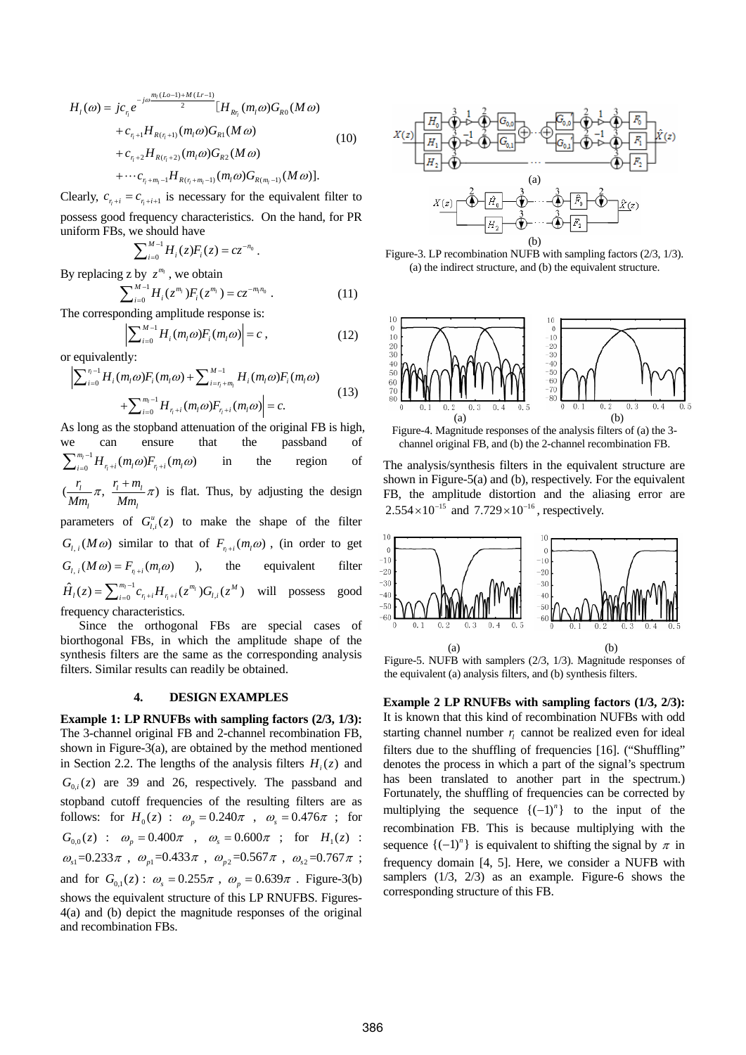$$H_l(\omega) = jc_{r_l} e^{-j\omega\frac{m_l(Lo-1)+M(Lr-1)}{2}} [H_{Rr_l}(m_l\omega)G_{R0}(M\omega) + c_{r_l+1}H_{R(r_l+1)}(m_l\omega)G_{R1}(M\omega) + c_{r_l+2}H_{R(r_l+2)}(m_l\omega)G_{R2}(M\omega) + \cdots c_{r_l+m_l-1}H_{R(r_l+m_l-1)}(m_l\omega)G_{R(m_l-1)}(M\omega)]. \tag{10}$$

Clearly, $c_{r_l+i} = c_{r_l+i+1}$ is necessary for the equivalent filter to possess good frequency characteristics. On the hand, for PR uniform FBs, we should have

$$\sum_{i=0}^{M-1} H_i(z)F_i(z) = cz^{-n_0}.$$

By replacing z by $z^{m_l}$, we obtain

$$\sum_{i=0}^{M-1} H_i(z^{m_l})F_i(z^{m_l}) = cz^{-m_l n_0}. \tag{11}$$

The corresponding amplitude response is:

$$\left|\sum_{i=0}^{M-1} H_i(m_l\omega)F_i(m_l\omega)\right| = c, \tag{12}$$

or equivalently:

$$\left|\sum_{i=0}^{r_l-1} H_i(m_l\omega)F_i(m_l\omega) + \sum_{i=r_l+m_l}^{M-1} H_i(m_l\omega)F_i(m_l\omega) + \sum_{i=0}^{m_l-1} H_{r_l+i}(m_l\omega)F_{r_l+i}(m_l\omega)\right| = c. \tag{13}$$

As long as the stopband attenuation of the original FB is high, we can ensure that the passband of $\sum_{i=0}^{m_l-1} H_{r_l+i}(m_l\omega)F_{r_l+i}(m_l\omega)$ in the region of $(\frac{r_l}{Mm_l}\pi, \frac{r_l+m_l}{Mm_l}\pi)$ is flat. Thus, by adjusting the design parameters of $G_{l,i}^u(z)$ to make the shape of the filter $G_{l,i}(M\omega)$ similar to that of $F_{r_l+i}(m_l\omega)$, (in order to get $G_{l,i}(M\omega) = F_{r_l+i}(m_l\omega)$), the equivalent filter $\hat{H}_l(z) = \sum_{i=0}^{m_l-1} c_{r_l+i}H_{r_l+i}(z^{m_l})G_{l,i}(z^M)$ will possess good frequency characteristics.

Since the orthogonal FBs are special cases of biorthogonal FBs, in which the amplitude shape of the synthesis filters are the same as the corresponding analysis filters. Similar results can readily be obtained.

## 4. DESIGN EXAMPLES

**Example 1: LP RNUFBs with sampling factors (2/3, 1/3):** The 3-channel original FB and 2-channel recombination FB, shown in Figure-3(a), are obtained by the method mentioned in Section 2.2. The lengths of the analysis filters $H_i(z)$ and $G_{0,i}(z)$ are 39 and 26, respectively. The passband and stopband cutoff frequencies of the resulting filters are as follows: for $H_0(z)$: $\omega_p = 0.240\pi$, $\omega_s = 0.476\pi$; for $G_{0,0}(z)$: $\omega_p = 0.400\pi$, $\omega_s = 0.600\pi$; for $H_1(z)$: $\omega_{s1}$=0.233$\pi$, $\omega_{p1}$=0.433$\pi$, $\omega_{p2}$=0.567$\pi$, $\omega_{s2}$=0.767$\pi$; and for $G_{0,1}(z)$: $\omega_s = 0.255\pi$, $\omega_p = 0.639\pi$. Figure-3(b) shows the equivalent structure of this LP RNUFBS. Figures-4(a) and (b) depict the magnitude responses of the original and recombination FBs.

Figure-3. LP recombination NUFB with sampling factors (2/3, 1/3). (a) the indirect structure, and (b) the equivalent structure.

Figure-4. Magnitude responses of the analysis filters of (a) the 3-channel original FB, and (b) the 2-channel recombination FB.

The analysis/synthesis filters in the equivalent structure are shown in Figure-5(a) and (b), respectively. For the equivalent FB, the amplitude distortion and the aliasing error are $2.554\times10^{-15}$ and $7.729\times10^{-16}$, respectively.

Figure-5. NUFB with samplers (2/3, 1/3). Magnitude responses of the equivalent (a) analysis filters, and (b) synthesis filters.

**Example 2 LP RNUFBs with sampling factors (1/3, 2/3):** It is known that this kind of recombination NUFBs with odd starting channel number $r_l$ cannot be realized even for ideal filters due to the shuffling of frequencies [16]. ("Shuffling" denotes the process in which a part of the signal's spectrum has been translated to another part in the spectrum.) Fortunately, the shuffling of frequencies can be corrected by multiplying the sequence $\{(-1)^n\}$ to the input of the recombination FB. This is because multiplying with the sequence $\{(-1)^n\}$ is equivalent to shifting the signal by $\pi$ in frequency domain [4, 5]. Here, we consider a NUFB with samplers (1/3, 2/3) as an example. Figure-6 shows the corresponding structure of this FB.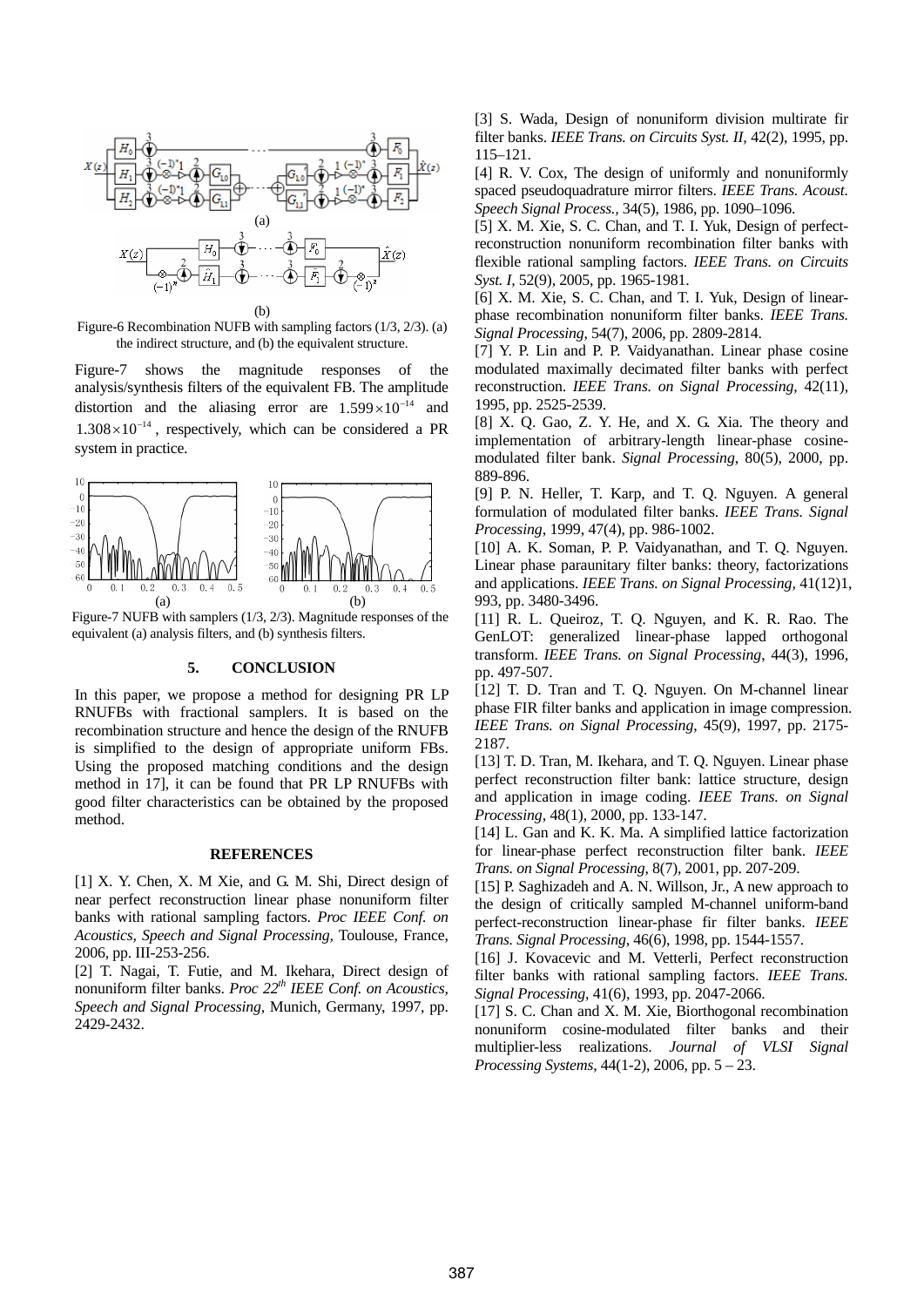(a)

(b)

Figure-6 Recombination NUFB with sampling factors (1/3, 2/3). (a) the indirect structure, and (b) the equivalent structure.

Figure-7 shows the magnitude responses of the analysis/synthesis filters of the equivalent FB. The amplitude distortion and the aliasing error are $1.599\times10^{-14}$ and $1.308\times10^{-14}$, respectively, which can be considered a PR system in practice.

(a)

(b)

Figure-7 NUFB with samplers (1/3, 2/3). Magnitude responses of the equivalent (a) analysis filters, and (b) synthesis filters.

## 5. CONCLUSION

In this paper, we propose a method for designing PR LP RNUFBs with fractional samplers. It is based on the recombination structure and hence the design of the RNUFB is simplified to the design of appropriate uniform FBs. Using the proposed matching conditions and the design method in 17], it can be found that PR LP RNUFBs with good filter characteristics can be obtained by the proposed method.

## REFERENCES

[1] X. Y. Chen, X. M Xie, and G. M. Shi, Direct design of near perfect reconstruction linear phase nonuniform filter banks with rational sampling factors. *Proc IEEE Conf. on Acoustics, Speech and Signal Processing*, Toulouse, France, 2006, pp. III-253-256.

[2] T. Nagai, T. Futie, and M. Ikehara, Direct design of nonuniform filter banks. *Proc 22th IEEE Conf. on Acoustics, Speech and Signal Processing*, Munich, Germany, 1997, pp. 2429-2432.

[3] S. Wada, Design of nonuniform division multirate fir filter banks. *IEEE Trans. on Circuits Syst. II*, 42(2), 1995, pp. 115–121.

[4] R. V. Cox, The design of uniformly and nonuniformly spaced pseudoquadrature mirror filters. *IEEE Trans. Acoust. Speech Signal Process.*, 34(5), 1986, pp. 1090–1096.

[5] X. M. Xie, S. C. Chan, and T. I. Yuk, Design of perfect-reconstruction nonuniform recombination filter banks with flexible rational sampling factors. *IEEE Trans. on Circuits Syst. I*, 52(9), 2005, pp. 1965-1981.

[6] X. M. Xie, S. C. Chan, and T. I. Yuk, Design of linear-phase recombination nonuniform filter banks. *IEEE Trans. Signal Processing*, 54(7), 2006, pp. 2809-2814.

[7] Y. P. Lin and P. P. Vaidyanathan. Linear phase cosine modulated maximally decimated filter banks with perfect reconstruction. *IEEE Trans. on Signal Processing*, 42(11), 1995, pp. 2525-2539.

[8] X. Q. Gao, Z. Y. He, and X. G. Xia. The theory and implementation of arbitrary-length linear-phase cosine-modulated filter bank. *Signal Processing*, 80(5), 2000, pp. 889-896.

[9] P. N. Heller, T. Karp, and T. Q. Nguyen. A general formulation of modulated filter banks. *IEEE Trans. Signal Processing*, 1999, 47(4), pp. 986-1002.

[10] A. K. Soman, P. P. Vaidyanathan, and T. Q. Nguyen. Linear phase paraunitary filter banks: theory, factorizations and applications. *IEEE Trans. on Signal Processing*, 41(12)1, 993, pp. 3480-3496.

[11] R. L. Queiroz, T. Q. Nguyen, and K. R. Rao. The GenLOT: generalized linear-phase lapped orthogonal transform. *IEEE Trans. on Signal Processing*, 44(3), 1996, pp. 497-507.

[12] T. D. Tran and T. Q. Nguyen. On M-channel linear phase FIR filter banks and application in image compression. *IEEE Trans. on Signal Processing*, 45(9), 1997, pp. 2175-2187.

[13] T. D. Tran, M. Ikehara, and T. Q. Nguyen. Linear phase perfect reconstruction filter bank: lattice structure, design and application in image coding. *IEEE Trans. on Signal Processing*, 48(1), 2000, pp. 133-147.

[14] L. Gan and K. K. Ma. A simplified lattice factorization for linear-phase perfect reconstruction filter bank. *IEEE Trans. on Signal Processing*, 8(7), 2001, pp. 207-209.

[15] P. Saghizadeh and A. N. Willson, Jr., A new approach to the design of critically sampled M-channel uniform-band perfect-reconstruction linear-phase fir filter banks. *IEEE Trans. Signal Processing*, 46(6), 1998, pp. 1544-1557.

[16] J. Kovacevic and M. Vetterli, Perfect reconstruction filter banks with rational sampling factors. *IEEE Trans. Signal Processing*, 41(6), 1993, pp. 2047-2066.

[17] S. C. Chan and X. M. Xie, Biorthogonal recombination nonuniform cosine-modulated filter banks and their multiplier-less realizations. *Journal of VLSI Signal Processing Systems*, 44(1-2), 2006, pp. 5 – 23.